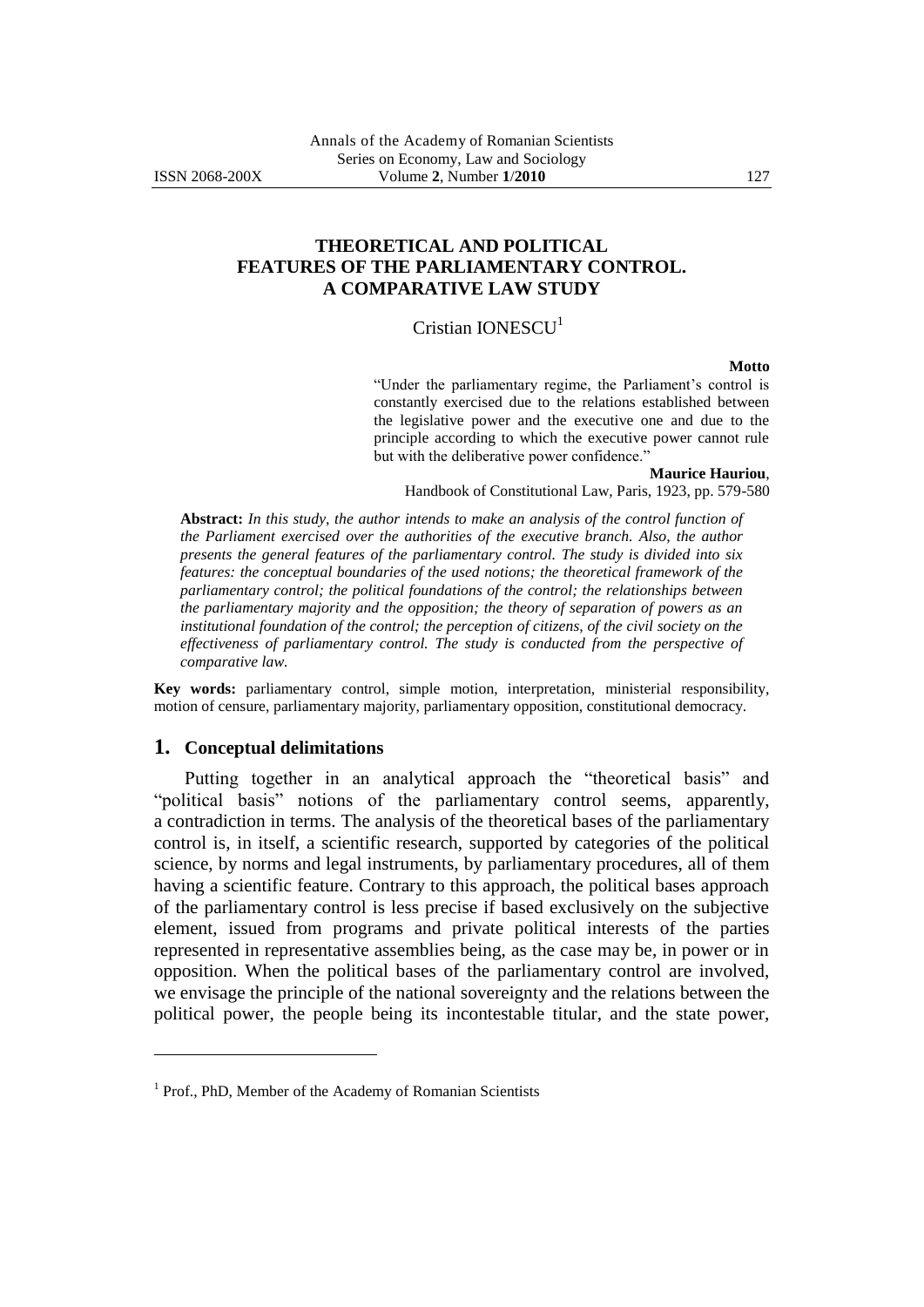# THEORETICAL AND POLITICAL FEATURES OF THE PARLIAMENTARY CONTROL. A COMPARATIVE LAW STUDY

Cristian IONESCU[1]

**Motto**

"Under the parliamentary regime, the Parliament's control is constantly exercised due to the relations established between the legislative power and the executive one and due to the principle according to which the executive power cannot rule but with the deliberative power confidence."

**Maurice Hauriou**,
Handbook of Constitutional Law, Paris, 1923, pp. 579-580

**Abstract:** *In this study, the author intends to make an analysis of the control function of the Parliament exercised over the authorities of the executive branch. Also, the author presents the general features of the parliamentary control. The study is divided into six features: the conceptual boundaries of the used notions; the theoretical framework of the parliamentary control; the political foundations of the control; the relationships between the parliamentary majority and the opposition; the theory of separation of powers as an institutional foundation of the control; the perception of citizens, of the civil society on the effectiveness of parliamentary control. The study is conducted from the perspective of comparative law.*

**Key words:** parliamentary control, simple motion, interpretation, ministerial responsibility, motion of censure, parliamentary majority, parliamentary opposition, constitutional democracy.

## 1. Conceptual delimitations

Putting together in an analytical approach the "theoretical basis" and "political basis" notions of the parliamentary control seems, apparently, a contradiction in terms. The analysis of the theoretical bases of the parliamentary control is, in itself, a scientific research, supported by categories of the political science, by norms and legal instruments, by parliamentary procedures, all of them having a scientific feature. Contrary to this approach, the political bases approach of the parliamentary control is less precise if based exclusively on the subjective element, issued from programs and private political interests of the parties represented in representative assemblies being, as the case may be, in power or in opposition. When the political bases of the parliamentary control are involved, we envisage the principle of the national sovereignty and the relations between the political power, the people being its incontestable titular, and the state power,

[1] Prof., PhD, Member of the Academy of Romanian Scientists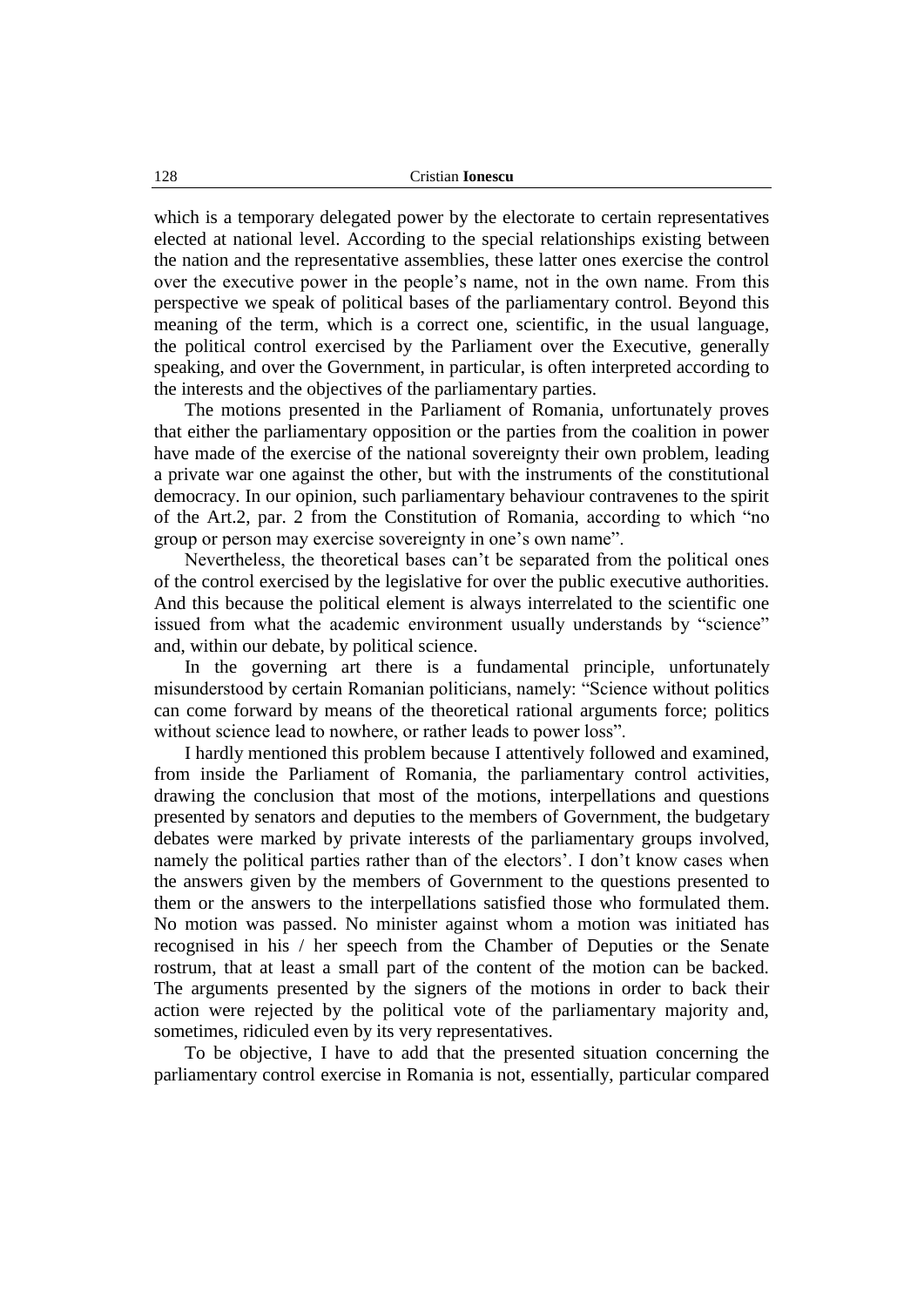which is a temporary delegated power by the electorate to certain representatives elected at national level. According to the special relationships existing between the nation and the representative assemblies, these latter ones exercise the control over the executive power in the people's name, not in the own name. From this perspective we speak of political bases of the parliamentary control. Beyond this meaning of the term, which is a correct one, scientific, in the usual language, the political control exercised by the Parliament over the Executive, generally speaking, and over the Government, in particular, is often interpreted according to the interests and the objectives of the parliamentary parties.

The motions presented in the Parliament of Romania, unfortunately proves that either the parliamentary opposition or the parties from the coalition in power have made of the exercise of the national sovereignty their own problem, leading a private war one against the other, but with the instruments of the constitutional democracy. In our opinion, such parliamentary behaviour contravenes to the spirit of the Art.2, par. 2 from the Constitution of Romania, according to which "no group or person may exercise sovereignty in one's own name".

Nevertheless, the theoretical bases can't be separated from the political ones of the control exercised by the legislative for over the public executive authorities. And this because the political element is always interrelated to the scientific one issued from what the academic environment usually understands by "science" and, within our debate, by political science.

In the governing art there is a fundamental principle, unfortunately misunderstood by certain Romanian politicians, namely: "Science without politics can come forward by means of the theoretical rational arguments force; politics without science lead to nowhere, or rather leads to power loss".

I hardly mentioned this problem because I attentively followed and examined, from inside the Parliament of Romania, the parliamentary control activities, drawing the conclusion that most of the motions, interpellations and questions presented by senators and deputies to the members of Government, the budgetary debates were marked by private interests of the parliamentary groups involved, namely the political parties rather than of the electors'. I don't know cases when the answers given by the members of Government to the questions presented to them or the answers to the interpellations satisfied those who formulated them. No motion was passed. No minister against whom a motion was initiated has recognised in his / her speech from the Chamber of Deputies or the Senate rostrum, that at least a small part of the content of the motion can be backed. The arguments presented by the signers of the motions in order to back their action were rejected by the political vote of the parliamentary majority and, sometimes, ridiculed even by its very representatives.

To be objective, I have to add that the presented situation concerning the parliamentary control exercise in Romania is not, essentially, particular compared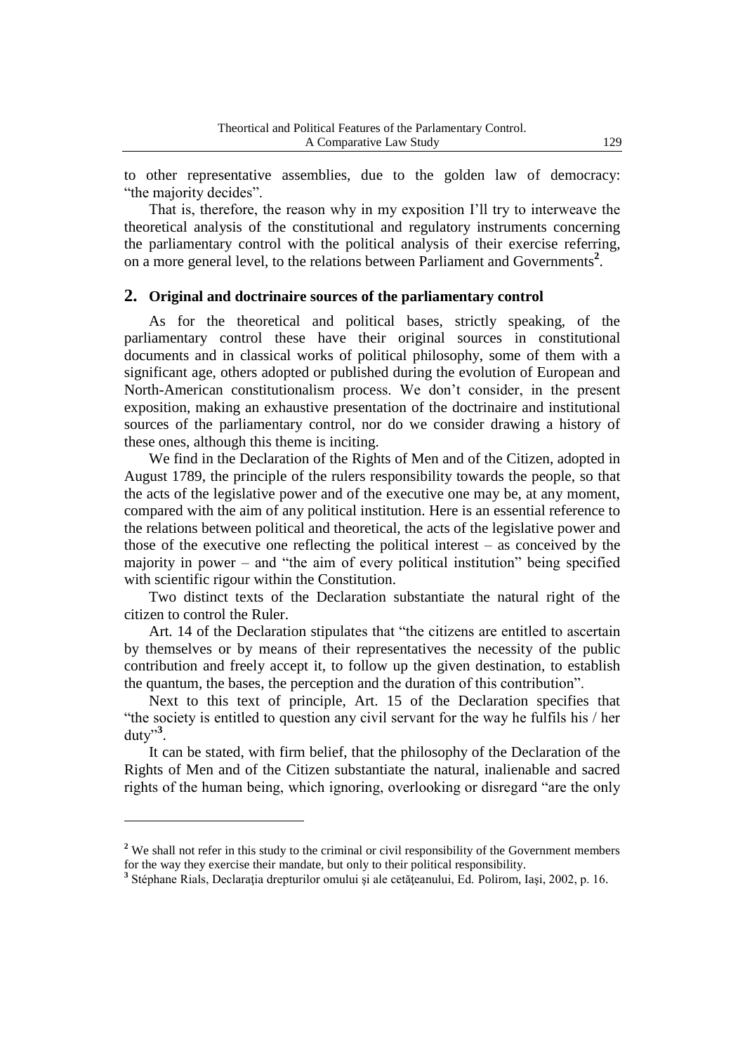to other representative assemblies, due to the golden law of democracy: "the majority decides".

That is, therefore, the reason why in my exposition I'll try to interweave the theoretical analysis of the constitutional and regulatory instruments concerning the parliamentary control with the political analysis of their exercise referring, on a more general level, to the relations between Parliament and Governments[2].

## 2. Original and doctrinaire sources of the parliamentary control

As for the theoretical and political bases, strictly speaking, of the parliamentary control these have their original sources in constitutional documents and in classical works of political philosophy, some of them with a significant age, others adopted or published during the evolution of European and North-American constitutionalism process. We don't consider, in the present exposition, making an exhaustive presentation of the doctrinaire and institutional sources of the parliamentary control, nor do we consider drawing a history of these ones, although this theme is inciting.

We find in the Declaration of the Rights of Men and of the Citizen, adopted in August 1789, the principle of the rulers responsibility towards the people, so that the acts of the legislative power and of the executive one may be, at any moment, compared with the aim of any political institution. Here is an essential reference to the relations between political and theoretical, the acts of the legislative power and those of the executive one reflecting the political interest – as conceived by the majority in power – and "the aim of every political institution" being specified with scientific rigour within the Constitution.

Two distinct texts of the Declaration substantiate the natural right of the citizen to control the Ruler.

Art. 14 of the Declaration stipulates that "the citizens are entitled to ascertain by themselves or by means of their representatives the necessity of the public contribution and freely accept it, to follow up the given destination, to establish the quantum, the bases, the perception and the duration of this contribution".

Next to this text of principle, Art. 15 of the Declaration specifies that "the society is entitled to question any civil servant for the way he fulfils his / her duty"[3].

It can be stated, with firm belief, that the philosophy of the Declaration of the Rights of Men and of the Citizen substantiate the natural, inalienable and sacred rights of the human being, which ignoring, overlooking or disregard "are the only

---

[2] We shall not refer in this study to the criminal or civil responsibility of the Government members for the way they exercise their mandate, but only to their political responsibility.

[3] Stéphane Rials, Declarația drepturilor omului și ale cetățeanului, Ed. Polirom, Iași, 2002, p. 16.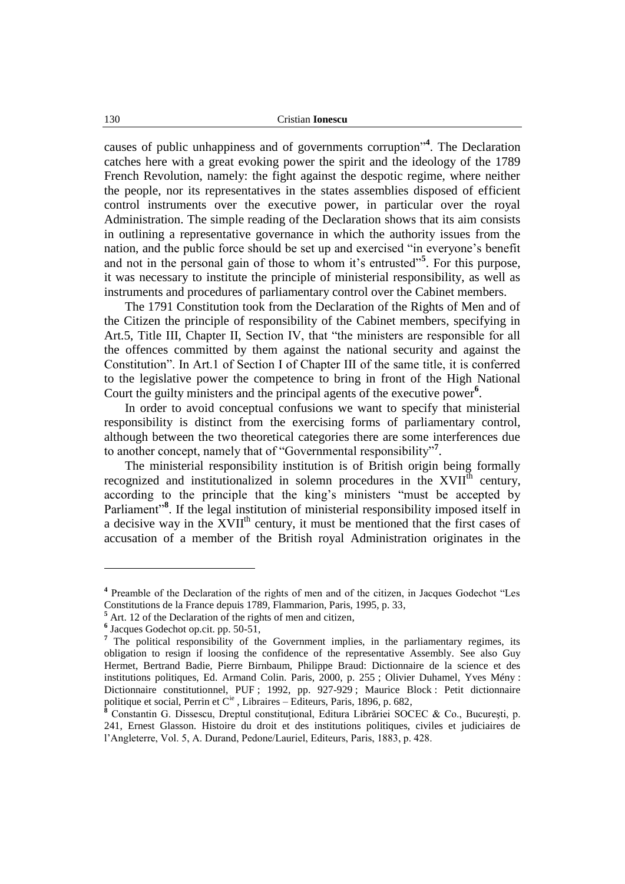causes of public unhappiness and of governments corruption"[4]. The Declaration catches here with a great evoking power the spirit and the ideology of the 1789 French Revolution, namely: the fight against the despotic regime, where neither the people, nor its representatives in the states assemblies disposed of efficient control instruments over the executive power, in particular over the royal Administration. The simple reading of the Declaration shows that its aim consists in outlining a representative governance in which the authority issues from the nation, and the public force should be set up and exercised "in everyone's benefit and not in the personal gain of those to whom it's entrusted"[5]. For this purpose, it was necessary to institute the principle of ministerial responsibility, as well as instruments and procedures of parliamentary control over the Cabinet members.

The 1791 Constitution took from the Declaration of the Rights of Men and of the Citizen the principle of responsibility of the Cabinet members, specifying in Art.5, Title III, Chapter II, Section IV, that "the ministers are responsible for all the offences committed by them against the national security and against the Constitution". In Art.1 of Section I of Chapter III of the same title, it is conferred to the legislative power the competence to bring in front of the High National Court the guilty ministers and the principal agents of the executive power[6].

In order to avoid conceptual confusions we want to specify that ministerial responsibility is distinct from the exercising forms of parliamentary control, although between the two theoretical categories there are some interferences due to another concept, namely that of "Governmental responsibility"[7].

The ministerial responsibility institution is of British origin being formally recognized and institutionalized in solemn procedures in the XVII[th] century, according to the principle that the king's ministers "must be accepted by Parliament"[8]. If the legal institution of ministerial responsibility imposed itself in a decisive way in the XVII[th] century, it must be mentioned that the first cases of accusation of a member of the British royal Administration originates in the

---

[4] Preamble of the Declaration of the rights of men and of the citizen, in Jacques Godechot "Les Constitutions de la France depuis 1789, Flammarion, Paris, 1995, p. 33,

[5] Art. 12 of the Declaration of the rights of men and citizen,

[6] Jacques Godechot op.cit. pp. 50-51,

[7] The political responsibility of the Government implies, in the parliamentary regimes, its obligation to resign if loosing the confidence of the representative Assembly. See also Guy Hermet, Bertrand Badie, Pierre Birnbaum, Philippe Braud: Dictionnaire de la science et des institutions politiques, Ed. Armand Colin. Paris, 2000, p. 255 ; Olivier Duhamel, Yves Mény : Dictionnaire constitutionnel, PUF ; 1992, pp. 927-929 ; Maurice Block : Petit dictionnaire politique et social, Perrin et C[ie] , Libraires – Editeurs, Paris, 1896, p. 682,

[8] Constantin G. Dissescu, Dreptul constituțional, Editura Librăriei SOCEC & Co., București, p. 241, Ernest Glasson. Histoire du droit et des institutions politiques, civiles et judiciaires de l'Angleterre, Vol. 5, A. Durand, Pedone/Lauriel, Editeurs, Paris, 1883, p. 428.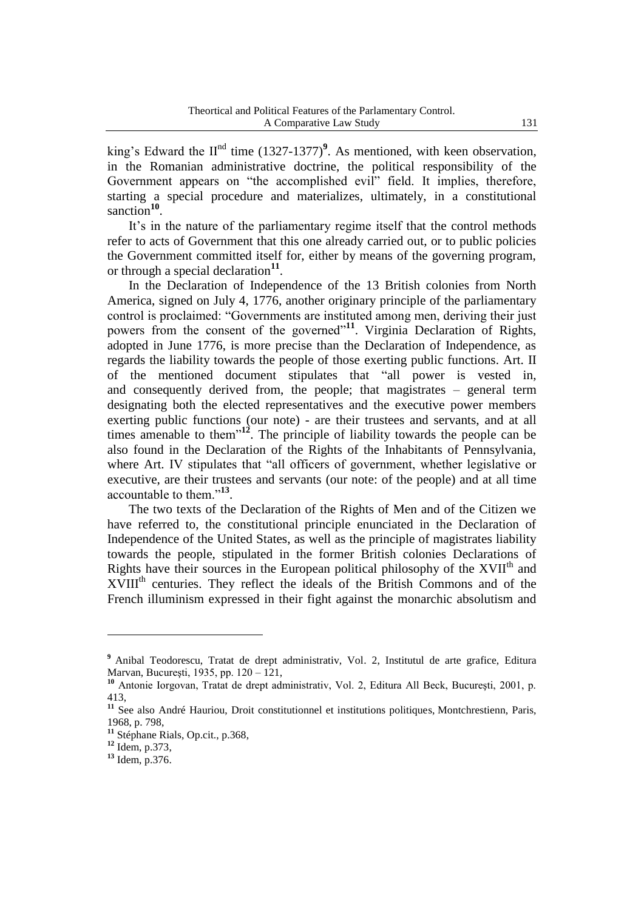king's Edward the II[nd] time (1327-1377)[9]. As mentioned, with keen observation, in the Romanian administrative doctrine, the political responsibility of the Government appears on "the accomplished evil" field. It implies, therefore, starting a special procedure and materializes, ultimately, in a constitutional sanction[10].

It's in the nature of the parliamentary regime itself that the control methods refer to acts of Government that this one already carried out, or to public policies the Government committed itself for, either by means of the governing program, or through a special declaration[11].

In the Declaration of Independence of the 13 British colonies from North America, signed on July 4, 1776, another originary principle of the parliamentary control is proclaimed: "Governments are instituted among men, deriving their just powers from the consent of the governed"[11]. Virginia Declaration of Rights, adopted in June 1776, is more precise than the Declaration of Independence, as regards the liability towards the people of those exerting public functions. Art. II of the mentioned document stipulates that "all power is vested in, and consequently derived from, the people; that magistrates – general term designating both the elected representatives and the executive power members exerting public functions (our note) - are their trustees and servants, and at all times amenable to them"[12]. The principle of liability towards the people can be also found in the Declaration of the Rights of the Inhabitants of Pennsylvania, where Art. IV stipulates that "all officers of government, whether legislative or executive, are their trustees and servants (our note: of the people) and at all time accountable to them."[13].

The two texts of the Declaration of the Rights of Men and of the Citizen we have referred to, the constitutional principle enunciated in the Declaration of Independence of the United States, as well as the principle of magistrates liability towards the people, stipulated in the former British colonies Declarations of Rights have their sources in the European political philosophy of the XVII[th] and XVIII[th] centuries. They reflect the ideals of the British Commons and of the French illuminism expressed in their fight against the monarchic absolutism and

---

[9] Anibal Teodorescu, Tratat de drept administrativ, Vol. 2, Institutul de arte grafice, Editura Marvan, București, 1935, pp. 120 – 121,

[10] Antonie Iorgovan, Tratat de drept administrativ, Vol. 2, Editura All Beck, București, 2001, p. 413,

[11] See also André Hauriou, Droit constitutionnel et institutions politiques, Montchrestienn, Paris, 1968, p. 798,

[11] Stéphane Rials, Op.cit., p.368,

[12] Idem, p.373,

[13] Idem, p.376.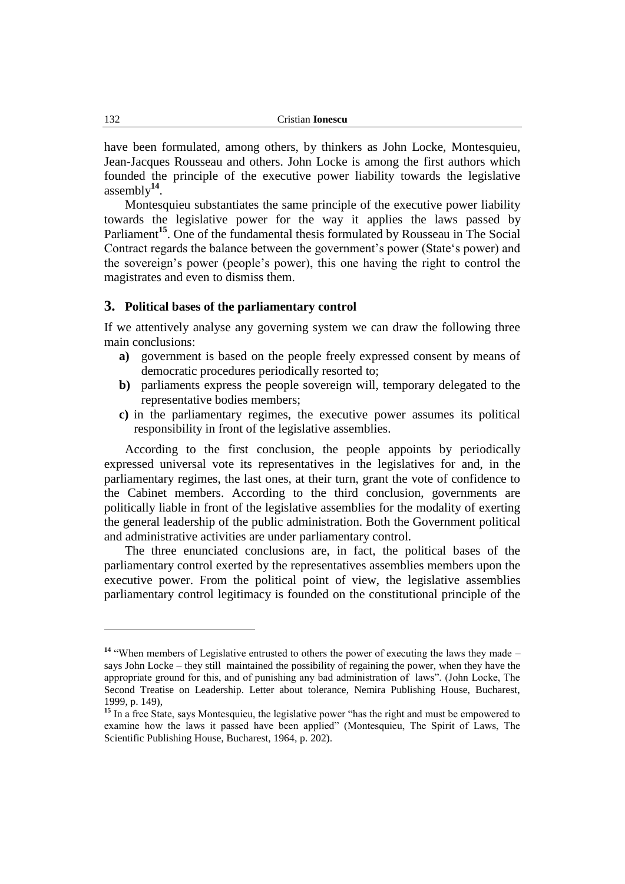have been formulated, among others, by thinkers as John Locke, Montesquieu, Jean-Jacques Rousseau and others. John Locke is among the first authors which founded the principle of the executive power liability towards the legislative assembly[14].

Montesquieu substantiates the same principle of the executive power liability towards the legislative power for the way it applies the laws passed by Parliament[15]. One of the fundamental thesis formulated by Rousseau in The Social Contract regards the balance between the government's power (State's power) and the sovereign's power (people's power), this one having the right to control the magistrates and even to dismiss them.

## 3. Political bases of the parliamentary control

If we attentively analyse any governing system we can draw the following three main conclusions:

- **a)** government is based on the people freely expressed consent by means of democratic procedures periodically resorted to;
- **b)** parliaments express the people sovereign will, temporary delegated to the representative bodies members;
- **c)** in the parliamentary regimes, the executive power assumes its political responsibility in front of the legislative assemblies.

According to the first conclusion, the people appoints by periodically expressed universal vote its representatives in the legislatives for and, in the parliamentary regimes, the last ones, at their turn, grant the vote of confidence to the Cabinet members. According to the third conclusion, governments are politically liable in front of the legislative assemblies for the modality of exerting the general leadership of the public administration. Both the Government political and administrative activities are under parliamentary control.

The three enunciated conclusions are, in fact, the political bases of the parliamentary control exerted by the representatives assemblies members upon the executive power. From the political point of view, the legislative assemblies parliamentary control legitimacy is founded on the constitutional principle of the

---

[14] "When members of Legislative entrusted to others the power of executing the laws they made – says John Locke – they still maintained the possibility of regaining the power, when they have the appropriate ground for this, and of punishing any bad administration of laws". (John Locke, The Second Treatise on Leadership. Letter about tolerance, Nemira Publishing House, Bucharest, 1999, p. 149),

[15] In a free State, says Montesquieu, the legislative power "has the right and must be empowered to examine how the laws it passed have been applied" (Montesquieu, The Spirit of Laws, The Scientific Publishing House, Bucharest, 1964, p. 202).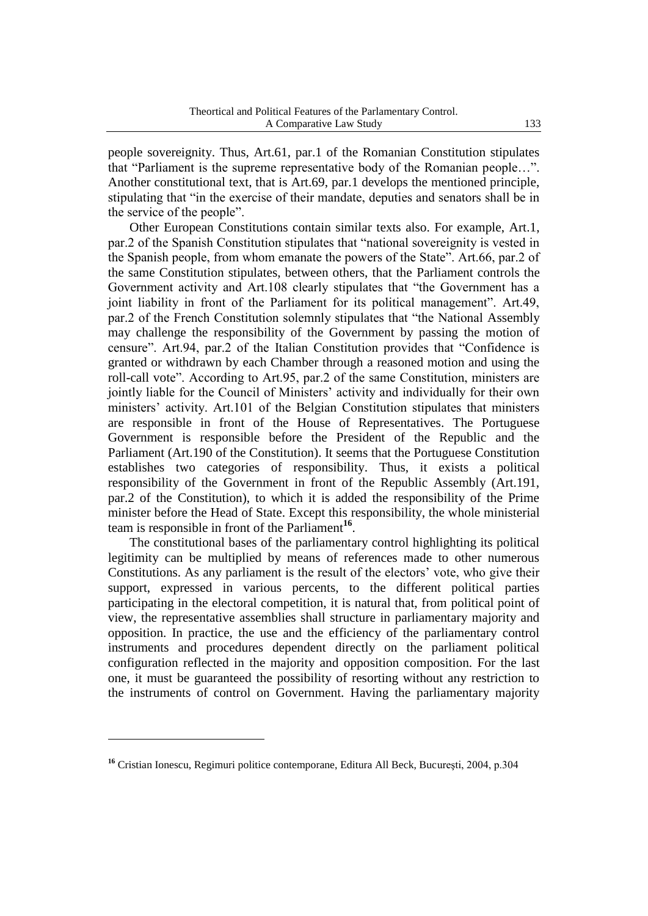people sovereignity. Thus, Art.61, par.1 of the Romanian Constitution stipulates that "Parliament is the supreme representative body of the Romanian people…". Another constitutional text, that is Art.69, par.1 develops the mentioned principle, stipulating that "in the exercise of their mandate, deputies and senators shall be in the service of the people".

Other European Constitutions contain similar texts also. For example, Art.1, par.2 of the Spanish Constitution stipulates that "national sovereignity is vested in the Spanish people, from whom emanate the powers of the State". Art.66, par.2 of the same Constitution stipulates, between others, that the Parliament controls the Government activity and Art.108 clearly stipulates that "the Government has a joint liability in front of the Parliament for its political management". Art.49, par.2 of the French Constitution solemnly stipulates that "the National Assembly may challenge the responsibility of the Government by passing the motion of censure". Art.94, par.2 of the Italian Constitution provides that "Confidence is granted or withdrawn by each Chamber through a reasoned motion and using the roll-call vote". According to Art.95, par.2 of the same Constitution, ministers are jointly liable for the Council of Ministers' activity and individually for their own ministers' activity. Art.101 of the Belgian Constitution stipulates that ministers are responsible in front of the House of Representatives. The Portuguese Government is responsible before the President of the Republic and the Parliament (Art.190 of the Constitution). It seems that the Portuguese Constitution establishes two categories of responsibility. Thus, it exists a political responsibility of the Government in front of the Republic Assembly (Art.191, par.2 of the Constitution), to which it is added the responsibility of the Prime minister before the Head of State. Except this responsibility, the whole ministerial team is responsible in front of the Parliament[16].

The constitutional bases of the parliamentary control highlighting its political legitimity can be multiplied by means of references made to other numerous Constitutions. As any parliament is the result of the electors' vote, who give their support, expressed in various percents, to the different political parties participating in the electoral competition, it is natural that, from political point of view, the representative assemblies shall structure in parliamentary majority and opposition. In practice, the use and the efficiency of the parliamentary control instruments and procedures dependent directly on the parliament political configuration reflected in the majority and opposition composition. For the last one, it must be guaranteed the possibility of resorting without any restriction to the instruments of control on Government. Having the parliamentary majority

---

[16] Cristian Ionescu, Regimuri politice contemporane, Editura All Beck, București, 2004, p.304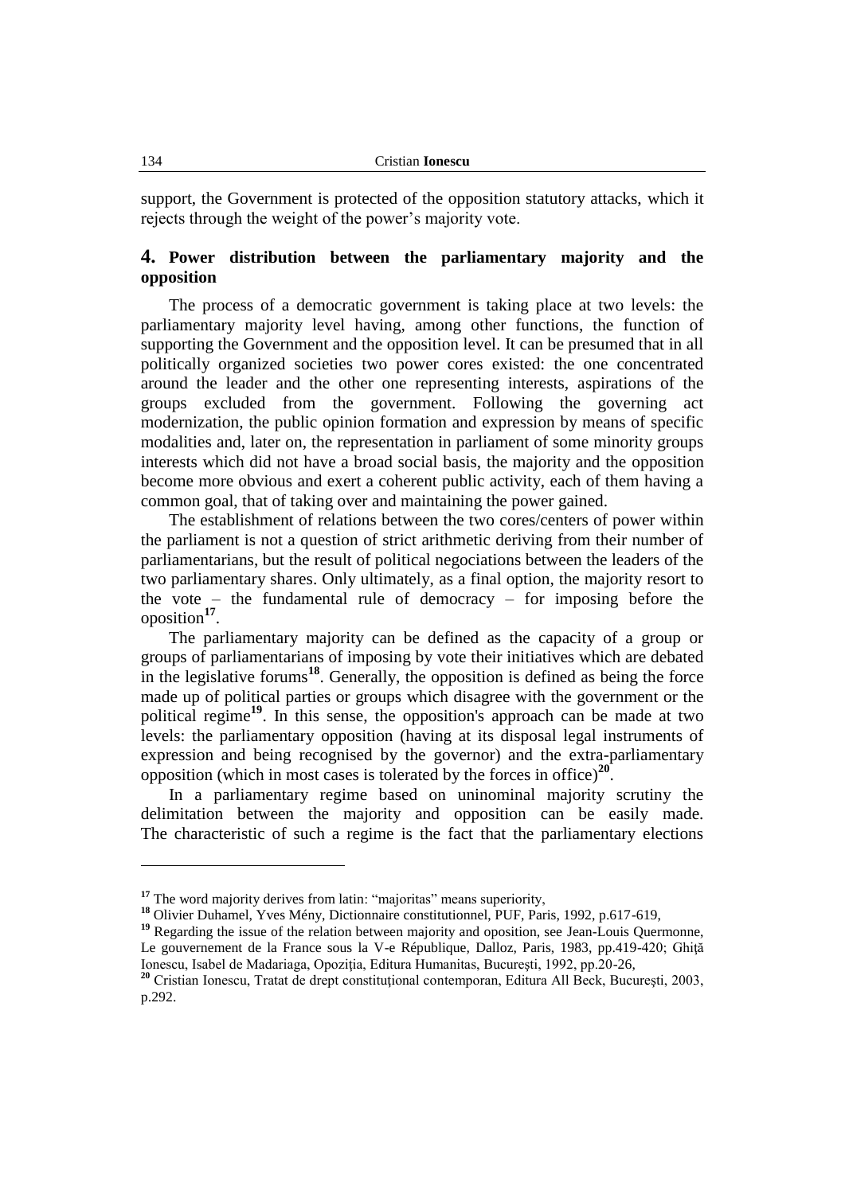support, the Government is protected of the opposition statutory attacks, which it rejects through the weight of the power's majority vote.

## 4. Power distribution between the parliamentary majority and the opposition

The process of a democratic government is taking place at two levels: the parliamentary majority level having, among other functions, the function of supporting the Government and the opposition level. It can be presumed that in all politically organized societies two power cores existed: the one concentrated around the leader and the other one representing interests, aspirations of the groups excluded from the government. Following the governing act modernization, the public opinion formation and expression by means of specific modalities and, later on, the representation in parliament of some minority groups interests which did not have a broad social basis, the majority and the opposition become more obvious and exert a coherent public activity, each of them having a common goal, that of taking over and maintaining the power gained.

The establishment of relations between the two cores/centers of power within the parliament is not a question of strict arithmetic deriving from their number of parliamentarians, but the result of political negociations between the leaders of the two parliamentary shares. Only ultimately, as a final option, the majority resort to the vote – the fundamental rule of democracy – for imposing before the oposition[17].

The parliamentary majority can be defined as the capacity of a group or groups of parliamentarians of imposing by vote their initiatives which are debated in the legislative forums[18]. Generally, the opposition is defined as being the force made up of political parties or groups which disagree with the government or the political regime[19]. In this sense, the opposition's approach can be made at two levels: the parliamentary opposition (having at its disposal legal instruments of expression and being recognised by the governor) and the extra-parliamentary opposition (which in most cases is tolerated by the forces in office)[20].

In a parliamentary regime based on uninominal majority scrutiny the delimitation between the majority and opposition can be easily made. The characteristic of such a regime is the fact that the parliamentary elections

---

[17] The word majority derives from latin: "majoritas" means superiority,

[18] Olivier Duhamel, Yves Mény, Dictionnaire constitutionnel, PUF, Paris, 1992, p.617-619,

[19] Regarding the issue of the relation between majority and oposition, see Jean-Louis Quermonne, Le gouvernement de la France sous la V-e République, Dalloz, Paris, 1983, pp.419-420; Ghiţă Ionescu, Isabel de Madariaga, Opoziţia, Editura Humanitas, Bucureşti, 1992, pp.20-26,

[20] Cristian Ionescu, Tratat de drept constituţional contemporan, Editura All Beck, Bucureşti, 2003, p.292.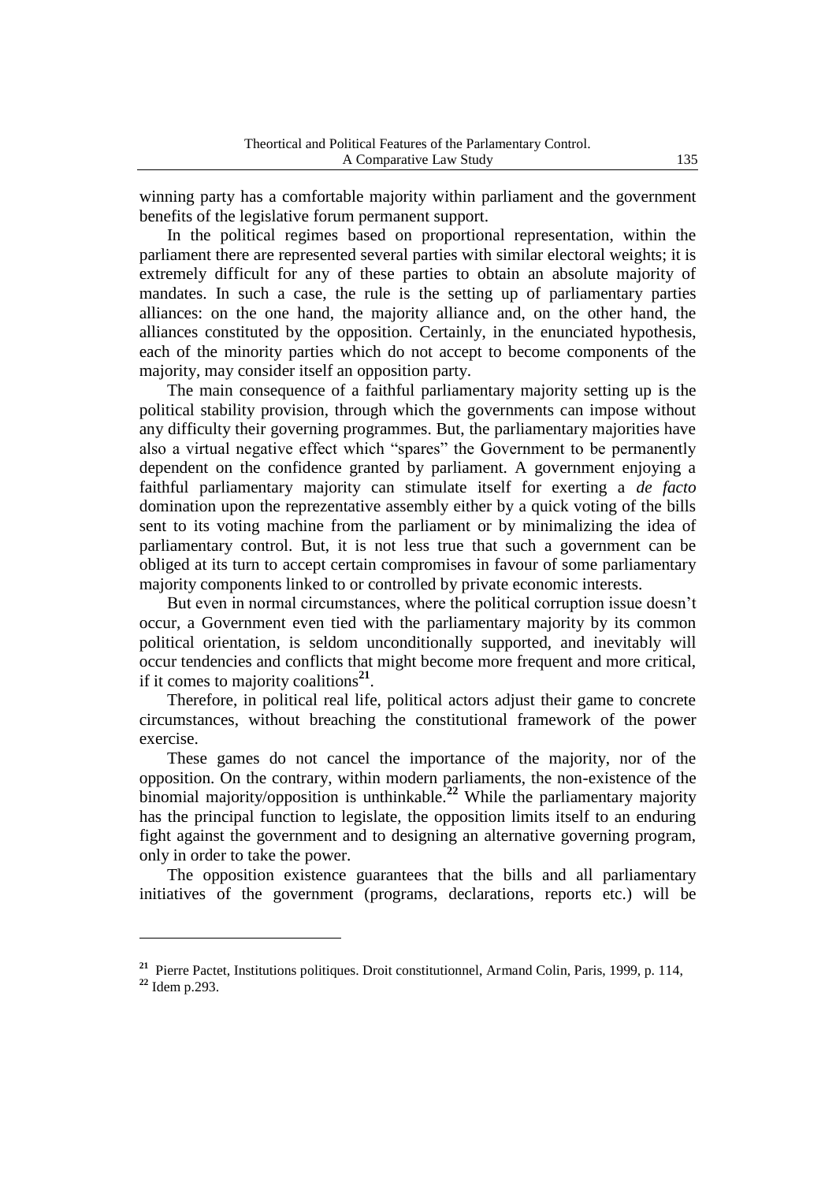winning party has a comfortable majority within parliament and the government benefits of the legislative forum permanent support.

In the political regimes based on proportional representation, within the parliament there are represented several parties with similar electoral weights; it is extremely difficult for any of these parties to obtain an absolute majority of mandates. In such a case, the rule is the setting up of parliamentary parties alliances: on the one hand, the majority alliance and, on the other hand, the alliances constituted by the opposition. Certainly, in the enunciated hypothesis, each of the minority parties which do not accept to become components of the majority, may consider itself an opposition party.

The main consequence of a faithful parliamentary majority setting up is the political stability provision, through which the governments can impose without any difficulty their governing programmes. But, the parliamentary majorities have also a virtual negative effect which "spares" the Government to be permanently dependent on the confidence granted by parliament. A government enjoying a faithful parliamentary majority can stimulate itself for exerting a *de facto* domination upon the reprezentative assembly either by a quick voting of the bills sent to its voting machine from the parliament or by minimalizing the idea of parliamentary control. But, it is not less true that such a government can be obliged at its turn to accept certain compromises in favour of some parliamentary majority components linked to or controlled by private economic interests.

But even in normal circumstances, where the political corruption issue doesn't occur, a Government even tied with the parliamentary majority by its common political orientation, is seldom unconditionally supported, and inevitably will occur tendencies and conflicts that might become more frequent and more critical, if it comes to majority coalitions[21].

Therefore, in political real life, political actors adjust their game to concrete circumstances, without breaching the constitutional framework of the power exercise.

These games do not cancel the importance of the majority, nor of the opposition. On the contrary, within modern parliaments, the non-existence of the binomial majority/opposition is unthinkable.[22] While the parliamentary majority has the principal function to legislate, the opposition limits itself to an enduring fight against the government and to designing an alternative governing program, only in order to take the power.

The opposition existence guarantees that the bills and all parliamentary initiatives of the government (programs, declarations, reports etc.) will be

---

[21] Pierre Pactet, Institutions politiques. Droit constitutionnel, Armand Colin, Paris, 1999, p. 114,

[22] Idem p.293.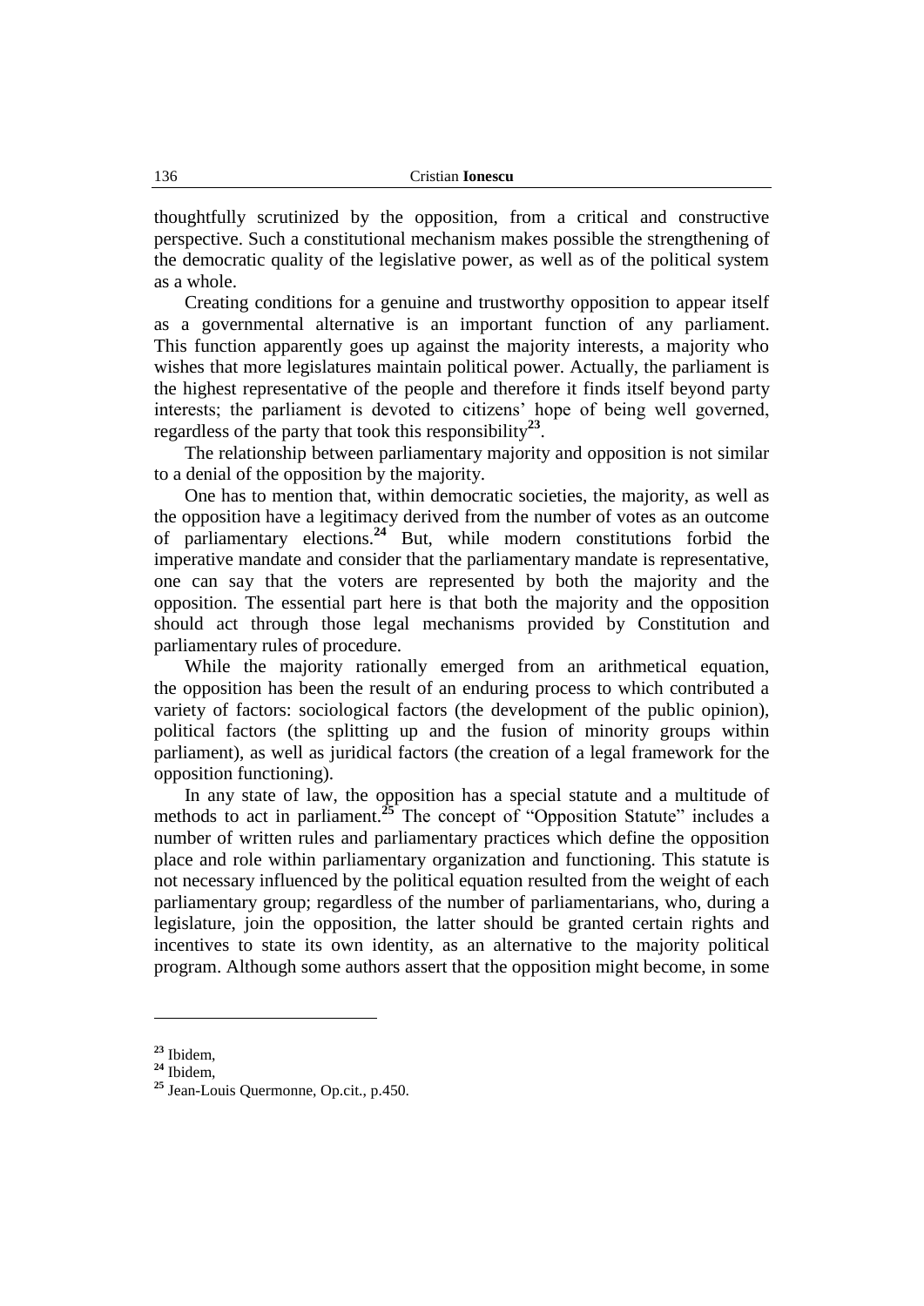thoughtfully scrutinized by the opposition, from a critical and constructive perspective. Such a constitutional mechanism makes possible the strengthening of the democratic quality of the legislative power, as well as of the political system as a whole.

Creating conditions for a genuine and trustworthy opposition to appear itself as a governmental alternative is an important function of any parliament. This function apparently goes up against the majority interests, a majority who wishes that more legislatures maintain political power. Actually, the parliament is the highest representative of the people and therefore it finds itself beyond party interests; the parliament is devoted to citizens' hope of being well governed, regardless of the party that took this responsibility[23].

The relationship between parliamentary majority and opposition is not similar to a denial of the opposition by the majority.

One has to mention that, within democratic societies, the majority, as well as the opposition have a legitimacy derived from the number of votes as an outcome of parliamentary elections.[24] But, while modern constitutions forbid the imperative mandate and consider that the parliamentary mandate is representative, one can say that the voters are represented by both the majority and the opposition. The essential part here is that both the majority and the opposition should act through those legal mechanisms provided by Constitution and parliamentary rules of procedure.

While the majority rationally emerged from an arithmetical equation, the opposition has been the result of an enduring process to which contributed a variety of factors: sociological factors (the development of the public opinion), political factors (the splitting up and the fusion of minority groups within parliament), as well as juridical factors (the creation of a legal framework for the opposition functioning).

In any state of law, the opposition has a special statute and a multitude of methods to act in parliament.[25] The concept of "Opposition Statute" includes a number of written rules and parliamentary practices which define the opposition place and role within parliamentary organization and functioning. This statute is not necessary influenced by the political equation resulted from the weight of each parliamentary group; regardless of the number of parliamentarians, who, during a legislature, join the opposition, the latter should be granted certain rights and incentives to state its own identity, as an alternative to the majority political program. Although some authors assert that the opposition might become, in some

---

[23] Ibidem,

[24] Ibidem,

[25] Jean-Louis Quermonne, Op.cit., p.450.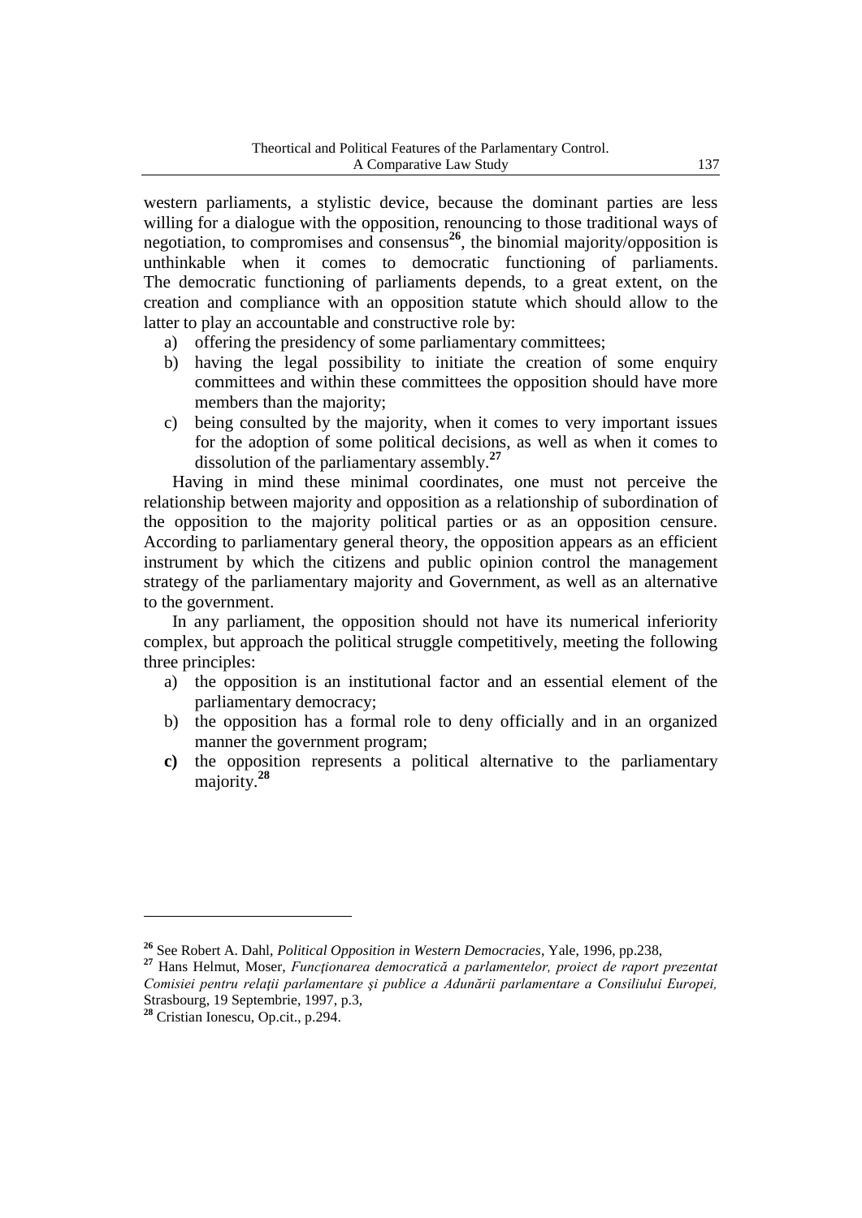western parliaments, a stylistic device, because the dominant parties are less willing for a dialogue with the opposition, renouncing to those traditional ways of negotiation, to compromises and consensus[26], the binomial majority/opposition is unthinkable when it comes to democratic functioning of parliaments. The democratic functioning of parliaments depends, to a great extent, on the creation and compliance with an opposition statute which should allow to the latter to play an accountable and constructive role by:

a) offering the presidency of some parliamentary committees;
b) having the legal possibility to initiate the creation of some enquiry committees and within these committees the opposition should have more members than the majority;
c) being consulted by the majority, when it comes to very important issues for the adoption of some political decisions, as well as when it comes to dissolution of the parliamentary assembly.[27]

Having in mind these minimal coordinates, one must not perceive the relationship between majority and opposition as a relationship of subordination of the opposition to the majority political parties or as an opposition censure. According to parliamentary general theory, the opposition appears as an efficient instrument by which the citizens and public opinion control the management strategy of the parliamentary majority and Government, as well as an alternative to the government.

In any parliament, the opposition should not have its numerical inferiority complex, but approach the political struggle competitively, meeting the following three principles:

a) the opposition is an institutional factor and an essential element of the parliamentary democracy;
b) the opposition has a formal role to deny officially and in an organized manner the government program;
**c)** the opposition represents a political alternative to the parliamentary majority.[28]

---

[26] See Robert A. Dahl, *Political Opposition in Western Democracies*, Yale, 1996, pp.238,

[27] Hans Helmut, Moser, *Funcţionarea democratică a parlamentelor, proiect de raport prezentat Comisiei pentru relaţii parlamentare şi publice a Adunării parlamentare a Consiliului Europei,* Strasbourg, 19 Septembrie, 1997, p.3,

[28] Cristian Ionescu, Op.cit., p.294.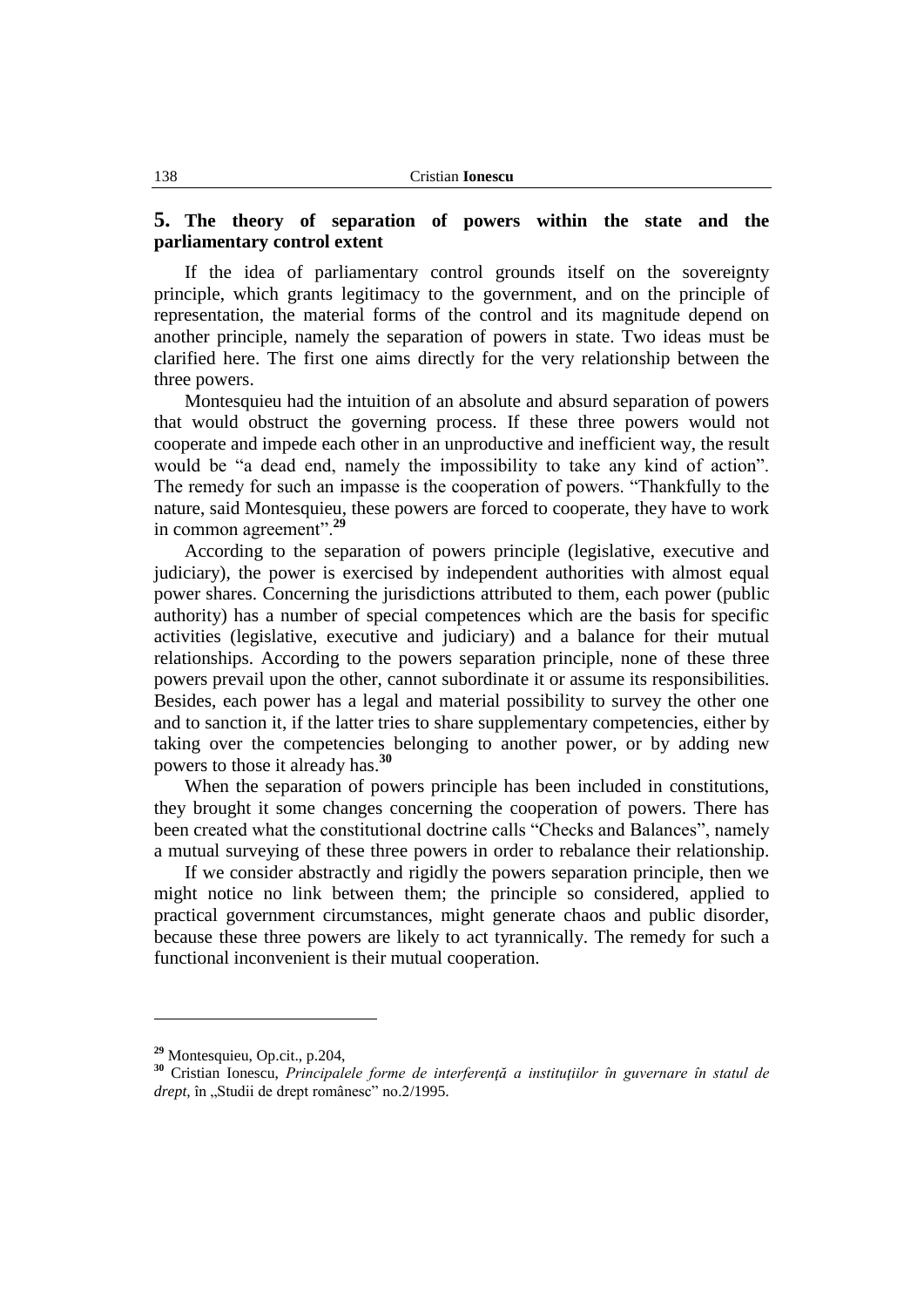## 5. The theory of separation of powers within the state and the parliamentary control extent

If the idea of parliamentary control grounds itself on the sovereignty principle, which grants legitimacy to the government, and on the principle of representation, the material forms of the control and its magnitude depend on another principle, namely the separation of powers in state. Two ideas must be clarified here. The first one aims directly for the very relationship between the three powers.

Montesquieu had the intuition of an absolute and absurd separation of powers that would obstruct the governing process. If these three powers would not cooperate and impede each other in an unproductive and inefficient way, the result would be "a dead end, namely the impossibility to take any kind of action". The remedy for such an impasse is the cooperation of powers. "Thankfully to the nature, said Montesquieu, these powers are forced to cooperate, they have to work in common agreement".[29]

According to the separation of powers principle (legislative, executive and judiciary), the power is exercised by independent authorities with almost equal power shares. Concerning the jurisdictions attributed to them, each power (public authority) has a number of special competences which are the basis for specific activities (legislative, executive and judiciary) and a balance for their mutual relationships. According to the powers separation principle, none of these three powers prevail upon the other, cannot subordinate it or assume its responsibilities. Besides, each power has a legal and material possibility to survey the other one and to sanction it, if the latter tries to share supplementary competencies, either by taking over the competencies belonging to another power, or by adding new powers to those it already has.[30]

When the separation of powers principle has been included in constitutions, they brought it some changes concerning the cooperation of powers. There has been created what the constitutional doctrine calls "Checks and Balances", namely a mutual surveying of these three powers in order to rebalance their relationship.

If we consider abstractly and rigidly the powers separation principle, then we might notice no link between them; the principle so considered, applied to practical government circumstances, might generate chaos and public disorder, because these three powers are likely to act tyrannically. The remedy for such a functional inconvenient is their mutual cooperation.

---

[29] Montesquieu, Op.cit., p.204,

[30] Cristian Ionescu, *Principalele forme de interferenţă a instituţiilor în guvernare în statul de drept*, în „Studii de drept românesc" no.2/1995.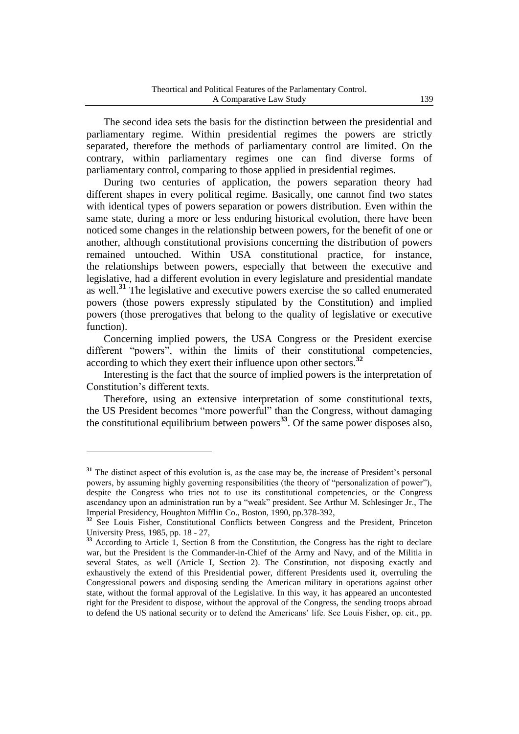The second idea sets the basis for the distinction between the presidential and parliamentary regime. Within presidential regimes the powers are strictly separated, therefore the methods of parliamentary control are limited. On the contrary, within parliamentary regimes one can find diverse forms of parliamentary control, comparing to those applied in presidential regimes.

During two centuries of application, the powers separation theory had different shapes in every political regime. Basically, one cannot find two states with identical types of powers separation or powers distribution. Even within the same state, during a more or less enduring historical evolution, there have been noticed some changes in the relationship between powers, for the benefit of one or another, although constitutional provisions concerning the distribution of powers remained untouched. Within USA constitutional practice, for instance, the relationships between powers, especially that between the executive and legislative, had a different evolution in every legislature and presidential mandate as well.[31] The legislative and executive powers exercise the so called enumerated powers (those powers expressly stipulated by the Constitution) and implied powers (those prerogatives that belong to the quality of legislative or executive function).

Concerning implied powers, the USA Congress or the President exercise different "powers", within the limits of their constitutional competencies, according to which they exert their influence upon other sectors.[32]

Interesting is the fact that the source of implied powers is the interpretation of Constitution's different texts.

Therefore, using an extensive interpretation of some constitutional texts, the US President becomes "more powerful" than the Congress, without damaging the constitutional equilibrium between powers[33]. Of the same power disposes also,

---

[31] The distinct aspect of this evolution is, as the case may be, the increase of President's personal powers, by assuming highly governing responsibilities (the theory of "personalization of power"), despite the Congress who tries not to use its constitutional competencies, or the Congress ascendancy upon an administration run by a "weak" president. See Arthur M. Schlesinger Jr., The Imperial Presidency, Houghton Mifflin Co., Boston, 1990, pp.378-392,

[32] See Louis Fisher, Constitutional Conflicts between Congress and the President, Princeton University Press, 1985, pp. 18 - 27,

[33] According to Article 1, Section 8 from the Constitution, the Congress has the right to declare war, but the President is the Commander-in-Chief of the Army and Navy, and of the Militia in several States, as well (Article I, Section 2). The Constitution, not disposing exactly and exhaustively the extend of this Presidential power, different Presidents used it, overruling the Congressional powers and disposing sending the American military in operations against other state, without the formal approval of the Legislative. In this way, it has appeared an uncontested right for the President to dispose, without the approval of the Congress, the sending troops abroad to defend the US national security or to defend the Americans' life. See Louis Fisher, op. cit., pp.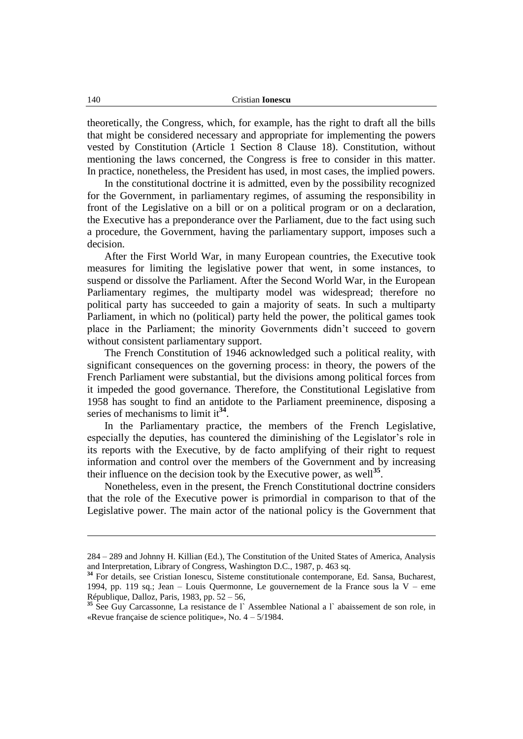theoretically, the Congress, which, for example, has the right to draft all the bills that might be considered necessary and appropriate for implementing the powers vested by Constitution (Article 1 Section 8 Clause 18). Constitution, without mentioning the laws concerned, the Congress is free to consider in this matter. In practice, nonetheless, the President has used, in most cases, the implied powers.

In the constitutional doctrine it is admitted, even by the possibility recognized for the Government, in parliamentary regimes, of assuming the responsibility in front of the Legislative on a bill or on a political program or on a declaration, the Executive has a preponderance over the Parliament, due to the fact using such a procedure, the Government, having the parliamentary support, imposes such a decision.

After the First World War, in many European countries, the Executive took measures for limiting the legislative power that went, in some instances, to suspend or dissolve the Parliament. After the Second World War, in the European Parliamentary regimes, the multiparty model was widespread; therefore no political party has succeeded to gain a majority of seats. In such a multiparty Parliament, in which no (political) party held the power, the political games took place in the Parliament; the minority Governments didn't succeed to govern without consistent parliamentary support.

The French Constitution of 1946 acknowledged such a political reality, with significant consequences on the governing process: in theory, the powers of the French Parliament were substantial, but the divisions among political forces from it impeded the good governance. Therefore, the Constitutional Legislative from 1958 has sought to find an antidote to the Parliament preeminence, disposing a series of mechanisms to limit it[34].

In the Parliamentary practice, the members of the French Legislative, especially the deputies, has countered the diminishing of the Legislator's role in its reports with the Executive, by de facto amplifying of their right to request information and control over the members of the Government and by increasing their influence on the decision took by the Executive power, as well[35].

Nonetheless, even in the present, the French Constitutional doctrine considers that the role of the Executive power is primordial in comparison to that of the Legislative power. The main actor of the national policy is the Government that

---

284 – 289 and Johnny H. Killian (Ed.), The Constitution of the United States of America, Analysis and Interpretation, Library of Congress, Washington D.C., 1987, p. 463 sq.

[34] For details, see Cristian Ionescu, Sisteme constitutionale contemporane, Ed. Sansa, Bucharest, 1994, pp. 119 sq.; Jean – Louis Quermonne, Le gouvernement de la France sous la V – eme République, Dalloz, Paris, 1983, pp. 52 – 56,

[35] See Guy Carcassonne, La resistance de l` Assemblee National a l` abaissement de son role, in «Revue française de science politique», No. 4 – 5/1984.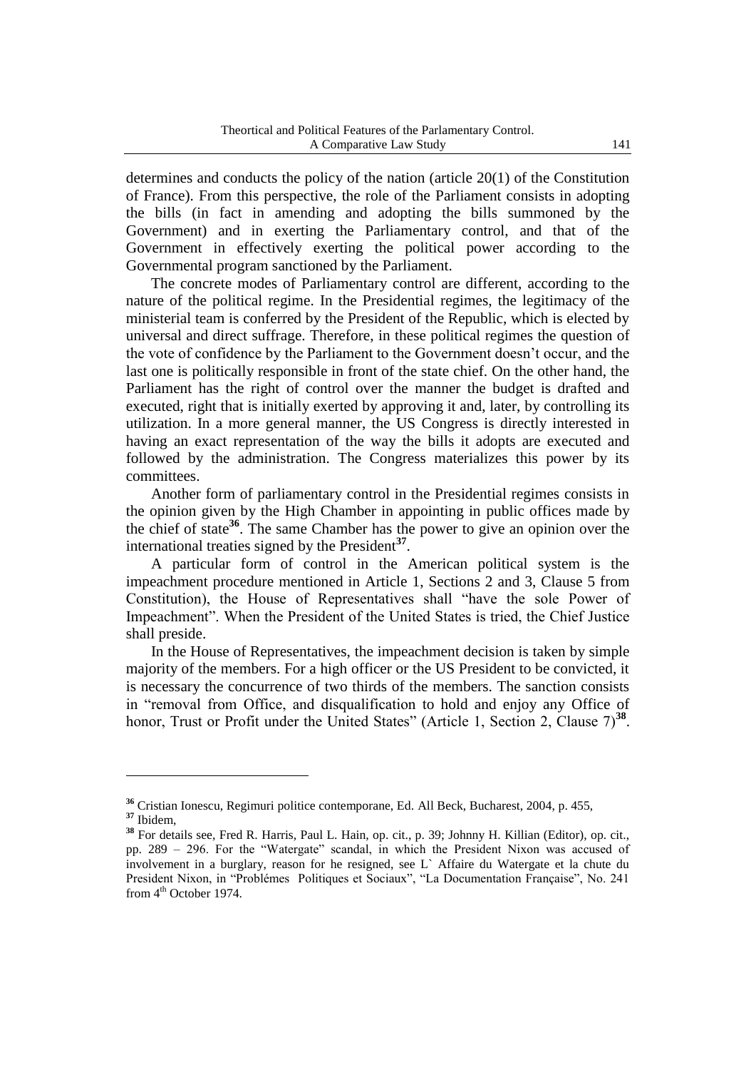determines and conducts the policy of the nation (article 20(1) of the Constitution of France). From this perspective, the role of the Parliament consists in adopting the bills (in fact in amending and adopting the bills summoned by the Government) and in exerting the Parliamentary control, and that of the Government in effectively exerting the political power according to the Governmental program sanctioned by the Parliament.

The concrete modes of Parliamentary control are different, according to the nature of the political regime. In the Presidential regimes, the legitimacy of the ministerial team is conferred by the President of the Republic, which is elected by universal and direct suffrage. Therefore, in these political regimes the question of the vote of confidence by the Parliament to the Government doesn't occur, and the last one is politically responsible in front of the state chief. On the other hand, the Parliament has the right of control over the manner the budget is drafted and executed, right that is initially exerted by approving it and, later, by controlling its utilization. In a more general manner, the US Congress is directly interested in having an exact representation of the way the bills it adopts are executed and followed by the administration. The Congress materializes this power by its committees.

Another form of parliamentary control in the Presidential regimes consists in the opinion given by the High Chamber in appointing in public offices made by the chief of state[36]. The same Chamber has the power to give an opinion over the international treaties signed by the President[37].

A particular form of control in the American political system is the impeachment procedure mentioned in Article 1, Sections 2 and 3, Clause 5 from Constitution), the House of Representatives shall "have the sole Power of Impeachment". When the President of the United States is tried, the Chief Justice shall preside.

In the House of Representatives, the impeachment decision is taken by simple majority of the members. For a high officer or the US President to be convicted, it is necessary the concurrence of two thirds of the members. The sanction consists in "removal from Office, and disqualification to hold and enjoy any Office of honor, Trust or Profit under the United States" (Article 1, Section 2, Clause 7)[38].

---

[36] Cristian Ionescu, Regimuri politice contemporane, Ed. All Beck, Bucharest, 2004, p. 455,

[37] Ibidem,

[38] For details see, Fred R. Harris, Paul L. Hain, op. cit., p. 39; Johnny H. Killian (Editor), op. cit., pp. 289 – 296. For the "Watergate" scandal, in which the President Nixon was accused of involvement in a burglary, reason for he resigned, see L` Affaire du Watergate et la chute du President Nixon, in "Problémes Politiques et Sociaux", "La Documentation Française", No. 241 from 4th October 1974.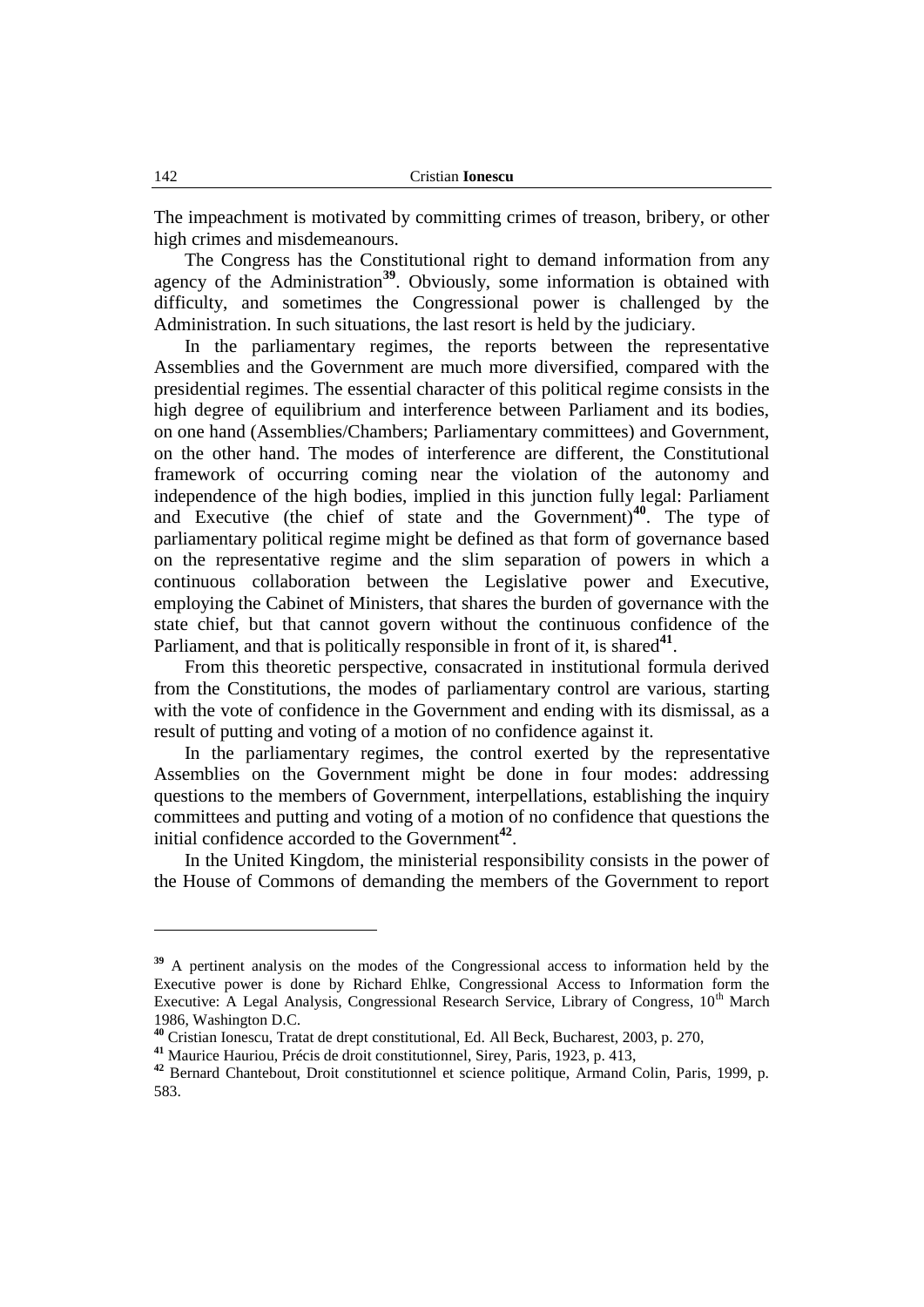The impeachment is motivated by committing crimes of treason, bribery, or other high crimes and misdemeanours.

The Congress has the Constitutional right to demand information from any agency of the Administration[39]. Obviously, some information is obtained with difficulty, and sometimes the Congressional power is challenged by the Administration. In such situations, the last resort is held by the judiciary.

In the parliamentary regimes, the reports between the representative Assemblies and the Government are much more diversified, compared with the presidential regimes. The essential character of this political regime consists in the high degree of equilibrium and interference between Parliament and its bodies, on one hand (Assemblies/Chambers; Parliamentary committees) and Government, on the other hand. The modes of interference are different, the Constitutional framework of occurring coming near the violation of the autonomy and independence of the high bodies, implied in this junction fully legal: Parliament and Executive (the chief of state and the Government)[40]. The type of parliamentary political regime might be defined as that form of governance based on the representative regime and the slim separation of powers in which a continuous collaboration between the Legislative power and Executive, employing the Cabinet of Ministers, that shares the burden of governance with the state chief, but that cannot govern without the continuous confidence of the Parliament, and that is politically responsible in front of it, is shared[41].

From this theoretic perspective, consacrated in institutional formula derived from the Constitutions, the modes of parliamentary control are various, starting with the vote of confidence in the Government and ending with its dismissal, as a result of putting and voting of a motion of no confidence against it.

In the parliamentary regimes, the control exerted by the representative Assemblies on the Government might be done in four modes: addressing questions to the members of Government, interpellations, establishing the inquiry committees and putting and voting of a motion of no confidence that questions the initial confidence accorded to the Government[42].

In the United Kingdom, the ministerial responsibility consists in the power of the House of Commons of demanding the members of the Government to report

---

[39] A pertinent analysis on the modes of the Congressional access to information held by the Executive power is done by Richard Ehlke, Congressional Access to Information form the Executive: A Legal Analysis, Congressional Research Service, Library of Congress, 10th March 1986, Washington D.C.

[40] Cristian Ionescu, Tratat de drept constitutional, Ed. All Beck, Bucharest, 2003, p. 270,

[41] Maurice Hauriou, Précis de droit constitutionnel, Sirey, Paris, 1923, p. 413,

[42] Bernard Chantebout, Droit constitutionnel et science politique, Armand Colin, Paris, 1999, p. 583.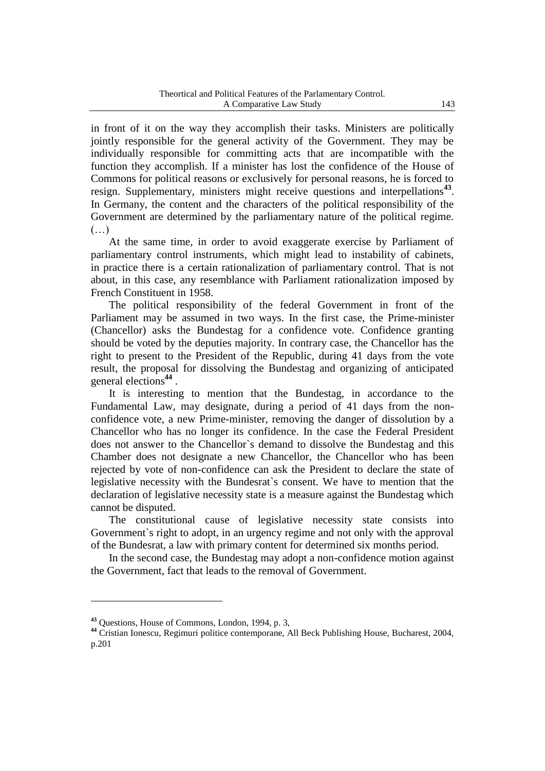in front of it on the way they accomplish their tasks. Ministers are politically jointly responsible for the general activity of the Government. They may be individually responsible for committing acts that are incompatible with the function they accomplish. If a minister has lost the confidence of the House of Commons for political reasons or exclusively for personal reasons, he is forced to resign. Supplementary, ministers might receive questions and interpellations[43]. In Germany, the content and the characters of the political responsibility of the Government are determined by the parliamentary nature of the political regime. (…)

At the same time, in order to avoid exaggerate exercise by Parliament of parliamentary control instruments, which might lead to instability of cabinets, in practice there is a certain rationalization of parliamentary control. That is not about, in this case, any resemblance with Parliament rationalization imposed by French Constituent in 1958.

The political responsibility of the federal Government in front of the Parliament may be assumed in two ways. In the first case, the Prime-minister (Chancellor) asks the Bundestag for a confidence vote. Confidence granting should be voted by the deputies majority. In contrary case, the Chancellor has the right to present to the President of the Republic, during 41 days from the vote result, the proposal for dissolving the Bundestag and organizing of anticipated general elections[44] .

It is interesting to mention that the Bundestag, in accordance to the Fundamental Law, may designate, during a period of 41 days from the non-confidence vote, a new Prime-minister, removing the danger of dissolution by a Chancellor who has no longer its confidence. In the case the Federal President does not answer to the Chancellor`s demand to dissolve the Bundestag and this Chamber does not designate a new Chancellor, the Chancellor who has been rejected by vote of non-confidence can ask the President to declare the state of legislative necessity with the Bundesrat`s consent. We have to mention that the declaration of legislative necessity state is a measure against the Bundestag which cannot be disputed.

The constitutional cause of legislative necessity state consists into Government`s right to adopt, in an urgency regime and not only with the approval of the Bundesrat, a law with primary content for determined six months period.

In the second case, the Bundestag may adopt a non-confidence motion against the Government, fact that leads to the removal of Government.

---

[43] Questions, House of Commons, London, 1994, p. 3,

[44] Cristian Ionescu, Regimuri politice contemporane, All Beck Publishing House, Bucharest, 2004, p.201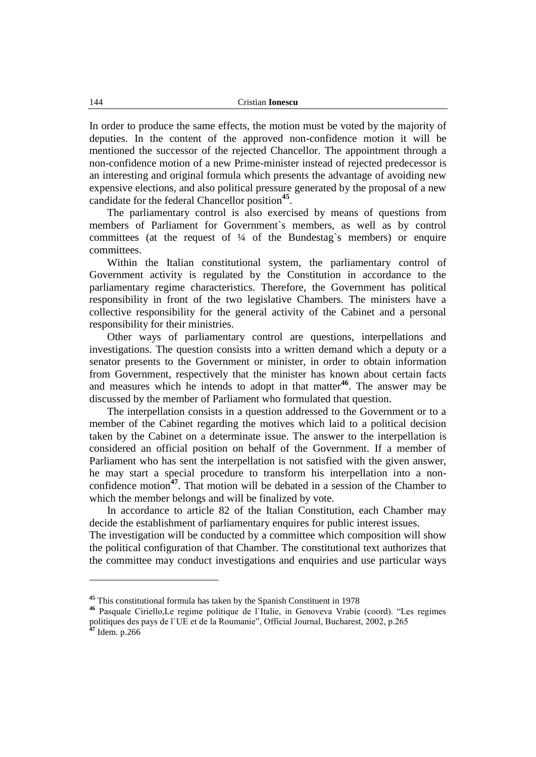In order to produce the same effects, the motion must be voted by the majority of deputies. In the content of the approved non-confidence motion it will be mentioned the successor of the rejected Chancellor. The appointment through a non-confidence motion of a new Prime-minister instead of rejected predecessor is an interesting and original formula which presents the advantage of avoiding new expensive elections, and also political pressure generated by the proposal of a new candidate for the federal Chancellor position[45].

The parliamentary control is also exercised by means of questions from members of Parliament for Government`s members, as well as by control committees (at the request of ¼ of the Bundestag`s members) or enquire committees.

Within the Italian constitutional system, the parliamentary control of Government activity is regulated by the Constitution in accordance to the parliamentary regime characteristics. Therefore, the Government has political responsibility in front of the two legislative Chambers. The ministers have a collective responsibility for the general activity of the Cabinet and a personal responsibility for their ministries.

Other ways of parliamentary control are questions, interpellations and investigations. The question consists into a written demand which a deputy or a senator presents to the Government or minister, in order to obtain information from Government, respectively that the minister has known about certain facts and measures which he intends to adopt in that matter[46]. The answer may be discussed by the member of Parliament who formulated that question.

The interpellation consists in a question addressed to the Government or to a member of the Cabinet regarding the motives which laid to a political decision taken by the Cabinet on a determinate issue. The answer to the interpellation is considered an official position on behalf of the Government. If a member of Parliament who has sent the interpellation is not satisfied with the given answer, he may start a special procedure to transform his interpellation into a non-confidence motion[47]. That motion will be debated in a session of the Chamber to which the member belongs and will be finalized by vote.

In accordance to article 82 of the Italian Constitution, each Chamber may decide the establishment of parliamentary enquires for public interest issues.
The investigation will be conducted by a committee which composition will show the political configuration of that Chamber. The constitutional text authorizes that the committee may conduct investigations and enquiries and use particular ways

---

[45] This constitutional formula has taken by the Spanish Constituent in 1978

[46] Pasquale Ciriello,Le regime politique de l`Italie, in Genoveva Vrabie (coord). "Les regimes politiques des pays de l`UE et de la Roumanie", Official Journal, Bucharest, 2002, p.265

[47] Idem. p.266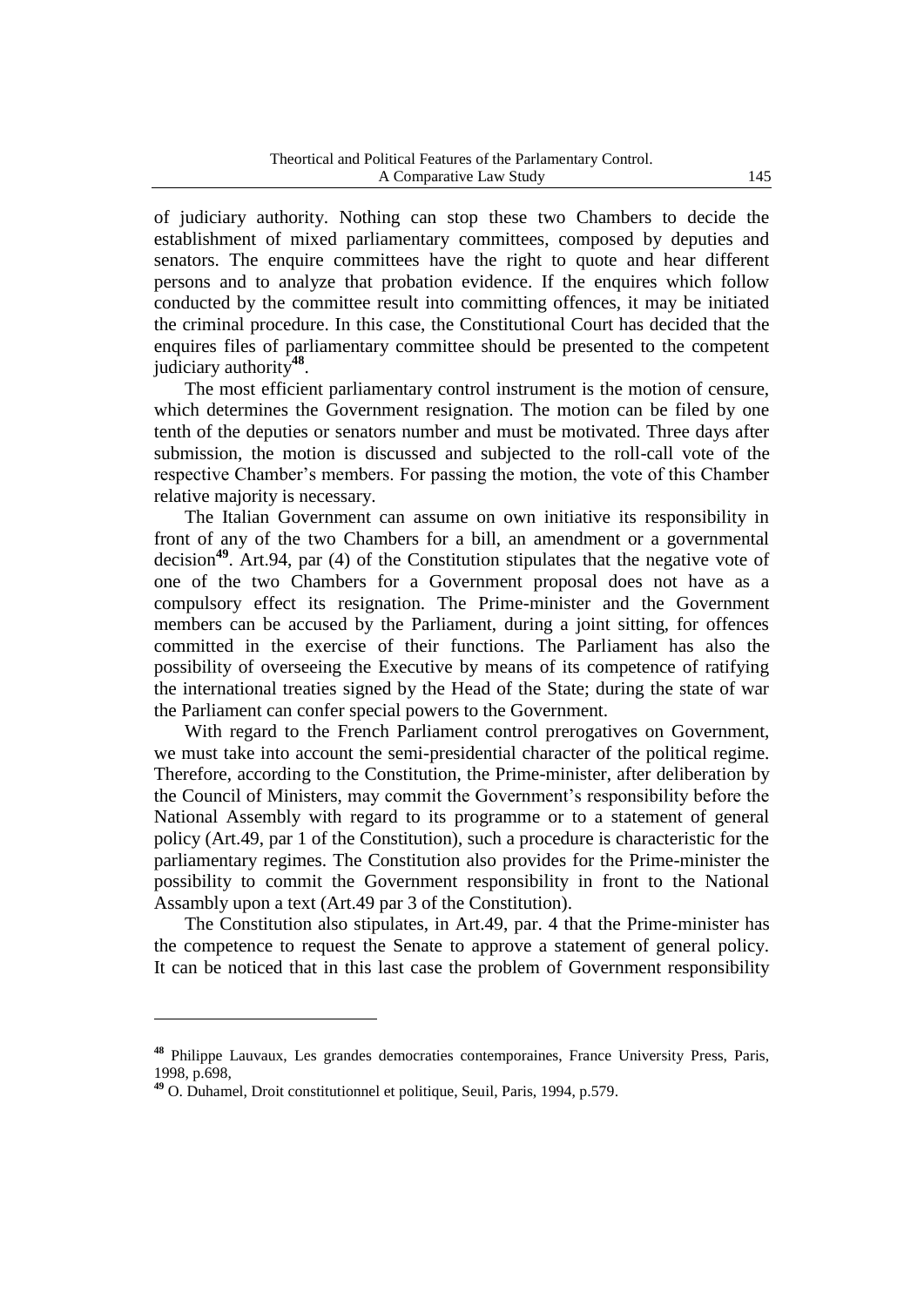of judiciary authority. Nothing can stop these two Chambers to decide the establishment of mixed parliamentary committees, composed by deputies and senators. The enquire committees have the right to quote and hear different persons and to analyze that probation evidence. If the enquires which follow conducted by the committee result into committing offences, it may be initiated the criminal procedure. In this case, the Constitutional Court has decided that the enquires files of parliamentary committee should be presented to the competent judiciary authority[48].

The most efficient parliamentary control instrument is the motion of censure, which determines the Government resignation. The motion can be filed by one tenth of the deputies or senators number and must be motivated. Three days after submission, the motion is discussed and subjected to the roll-call vote of the respective Chamber's members. For passing the motion, the vote of this Chamber relative majority is necessary.

The Italian Government can assume on own initiative its responsibility in front of any of the two Chambers for a bill, an amendment or a governmental decision[49]. Art.94, par (4) of the Constitution stipulates that the negative vote of one of the two Chambers for a Government proposal does not have as a compulsory effect its resignation. The Prime-minister and the Government members can be accused by the Parliament, during a joint sitting, for offences committed in the exercise of their functions. The Parliament has also the possibility of overseeing the Executive by means of its competence of ratifying the international treaties signed by the Head of the State; during the state of war the Parliament can confer special powers to the Government.

With regard to the French Parliament control prerogatives on Government, we must take into account the semi-presidential character of the political regime. Therefore, according to the Constitution, the Prime-minister, after deliberation by the Council of Ministers, may commit the Government's responsibility before the National Assembly with regard to its programme or to a statement of general policy (Art.49, par 1 of the Constitution), such a procedure is characteristic for the parliamentary regimes. The Constitution also provides for the Prime-minister the possibility to commit the Government responsibility in front to the National Assambly upon a text (Art.49 par 3 of the Constitution).

The Constitution also stipulates, in Art.49, par. 4 that the Prime-minister has the competence to request the Senate to approve a statement of general policy. It can be noticed that in this last case the problem of Government responsibility

---

[48] Philippe Lauvaux, Les grandes democraties contemporaines, France University Press, Paris, 1998, p.698,

[49] O. Duhamel, Droit constitutionnel et politique, Seuil, Paris, 1994, p.579.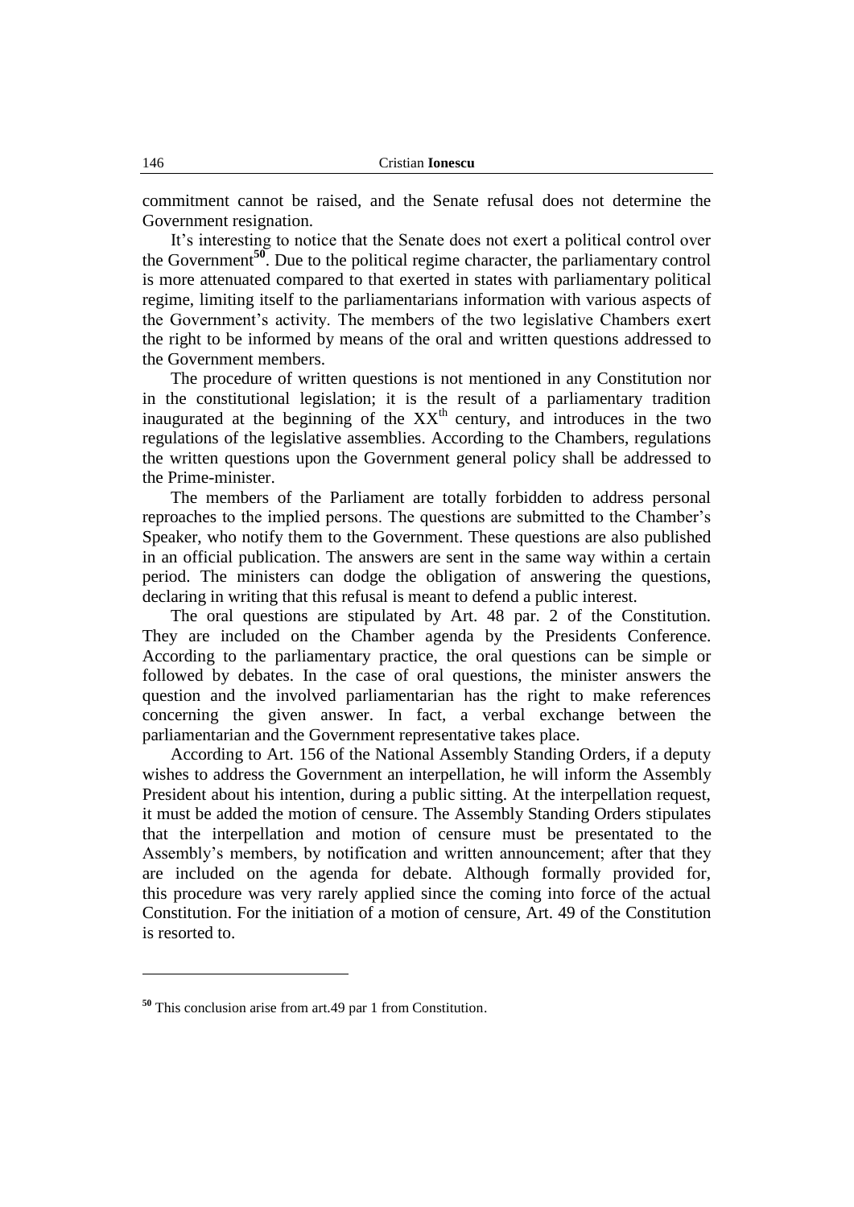commitment cannot be raised, and the Senate refusal does not determine the Government resignation.

It's interesting to notice that the Senate does not exert a political control over the Government[50]. Due to the political regime character, the parliamentary control is more attenuated compared to that exerted in states with parliamentary political regime, limiting itself to the parliamentarians information with various aspects of the Government's activity. The members of the two legislative Chambers exert the right to be informed by means of the oral and written questions addressed to the Government members.

The procedure of written questions is not mentioned in any Constitution nor in the constitutional legislation; it is the result of a parliamentary tradition inaugurated at the beginning of the XX$^{th}$ century, and introduces in the two regulations of the legislative assemblies. According to the Chambers, regulations the written questions upon the Government general policy shall be addressed to the Prime-minister.

The members of the Parliament are totally forbidden to address personal reproaches to the implied persons. The questions are submitted to the Chamber's Speaker, who notify them to the Government. These questions are also published in an official publication. The answers are sent in the same way within a certain period. The ministers can dodge the obligation of answering the questions, declaring in writing that this refusal is meant to defend a public interest.

The oral questions are stipulated by Art. 48 par. 2 of the Constitution. They are included on the Chamber agenda by the Presidents Conference. According to the parliamentary practice, the oral questions can be simple or followed by debates. In the case of oral questions, the minister answers the question and the involved parliamentarian has the right to make references concerning the given answer. In fact, a verbal exchange between the parliamentarian and the Government representative takes place.

According to Art. 156 of the National Assembly Standing Orders, if a deputy wishes to address the Government an interpellation, he will inform the Assembly President about his intention, during a public sitting. At the interpellation request, it must be added the motion of censure. The Assembly Standing Orders stipulates that the interpellation and motion of censure must be presentated to the Assembly's members, by notification and written announcement; after that they are included on the agenda for debate. Although formally provided for, this procedure was very rarely applied since the coming into force of the actual Constitution. For the initiation of a motion of censure, Art. 49 of the Constitution is resorted to.

---

[50] This conclusion arise from art.49 par 1 from Constitution.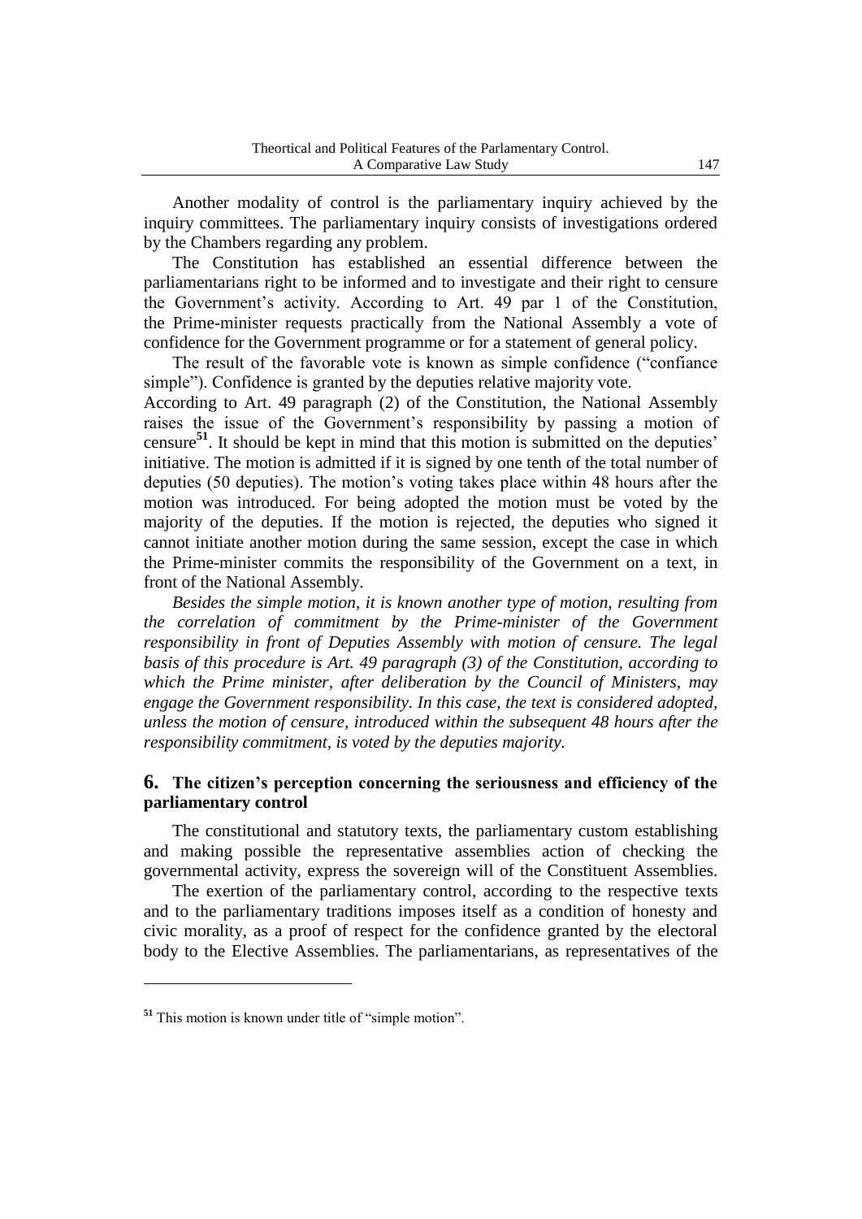Another modality of control is the parliamentary inquiry achieved by the inquiry committees. The parliamentary inquiry consists of investigations ordered by the Chambers regarding any problem.

The Constitution has established an essential difference between the parliamentarians right to be informed and to investigate and their right to censure the Government's activity. According to Art. 49 par 1 of the Constitution, the Prime-minister requests practically from the National Assembly a vote of confidence for the Government programme or for a statement of general policy.

The result of the favorable vote is known as simple confidence ("confiance simple"). Confidence is granted by the deputies relative majority vote.

According to Art. 49 paragraph (2) of the Constitution, the National Assembly raises the issue of the Government's responsibility by passing a motion of censure[51]. It should be kept in mind that this motion is submitted on the deputies' initiative. The motion is admitted if it is signed by one tenth of the total number of deputies (50 deputies). The motion's voting takes place within 48 hours after the motion was introduced. For being adopted the motion must be voted by the majority of the deputies. If the motion is rejected, the deputies who signed it cannot initiate another motion during the same session, except the case in which the Prime-minister commits the responsibility of the Government on a text, in front of the National Assembly.

*Besides the simple motion, it is known another type of motion, resulting from the correlation of commitment by the Prime-minister of the Government responsibility in front of Deputies Assembly with motion of censure. The legal basis of this procedure is Art. 49 paragraph (3) of the Constitution, according to which the Prime minister, after deliberation by the Council of Ministers, may engage the Government responsibility. In this case, the text is considered adopted, unless the motion of censure, introduced within the subsequent 48 hours after the responsibility commitment, is voted by the deputies majority.*

## 6. The citizen's perception concerning the seriousness and efficiency of the parliamentary control

The constitutional and statutory texts, the parliamentary custom establishing and making possible the representative assemblies action of checking the governmental activity, express the sovereign will of the Constituent Assemblies.

The exertion of the parliamentary control, according to the respective texts and to the parliamentary traditions imposes itself as a condition of honesty and civic morality, as a proof of respect for the confidence granted by the electoral body to the Elective Assemblies. The parliamentarians, as representatives of the

---

[51] This motion is known under title of "simple motion".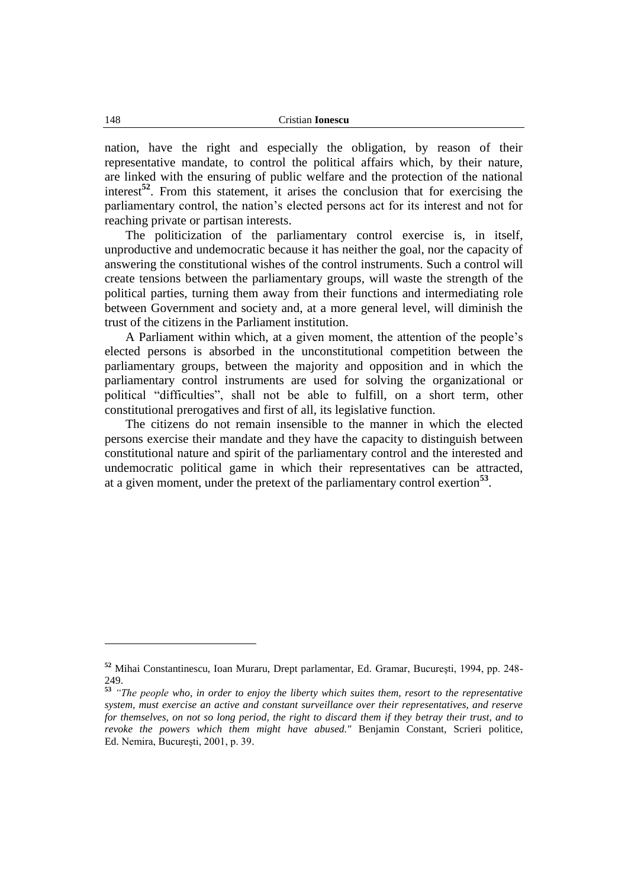nation, have the right and especially the obligation, by reason of their representative mandate, to control the political affairs which, by their nature, are linked with the ensuring of public welfare and the protection of the national interest[52]. From this statement, it arises the conclusion that for exercising the parliamentary control, the nation's elected persons act for its interest and not for reaching private or partisan interests.

The politicization of the parliamentary control exercise is, in itself, unproductive and undemocratic because it has neither the goal, nor the capacity of answering the constitutional wishes of the control instruments. Such a control will create tensions between the parliamentary groups, will waste the strength of the political parties, turning them away from their functions and intermediating role between Government and society and, at a more general level, will diminish the trust of the citizens in the Parliament institution.

A Parliament within which, at a given moment, the attention of the people's elected persons is absorbed in the unconstitutional competition between the parliamentary groups, between the majority and opposition and in which the parliamentary control instruments are used for solving the organizational or political "difficulties", shall not be able to fulfill, on a short term, other constitutional prerogatives and first of all, its legislative function.

The citizens do not remain insensible to the manner in which the elected persons exercise their mandate and they have the capacity to distinguish between constitutional nature and spirit of the parliamentary control and the interested and undemocratic political game in which their representatives can be attracted, at a given moment, under the pretext of the parliamentary control exertion[53].

---

[52] Mihai Constantinescu, Ioan Muraru, Drept parlamentar, Ed. Gramar, București, 1994, pp. 248-249.

[53] *"The people who, in order to enjoy the liberty which suites them, resort to the representative system, must exercise an active and constant surveillance over their representatives, and reserve for themselves, on not so long period, the right to discard them if they betray their trust, and to revoke the powers which them might have abused."* Benjamin Constant, Scrieri politice, Ed. Nemira, București, 2001, p. 39.